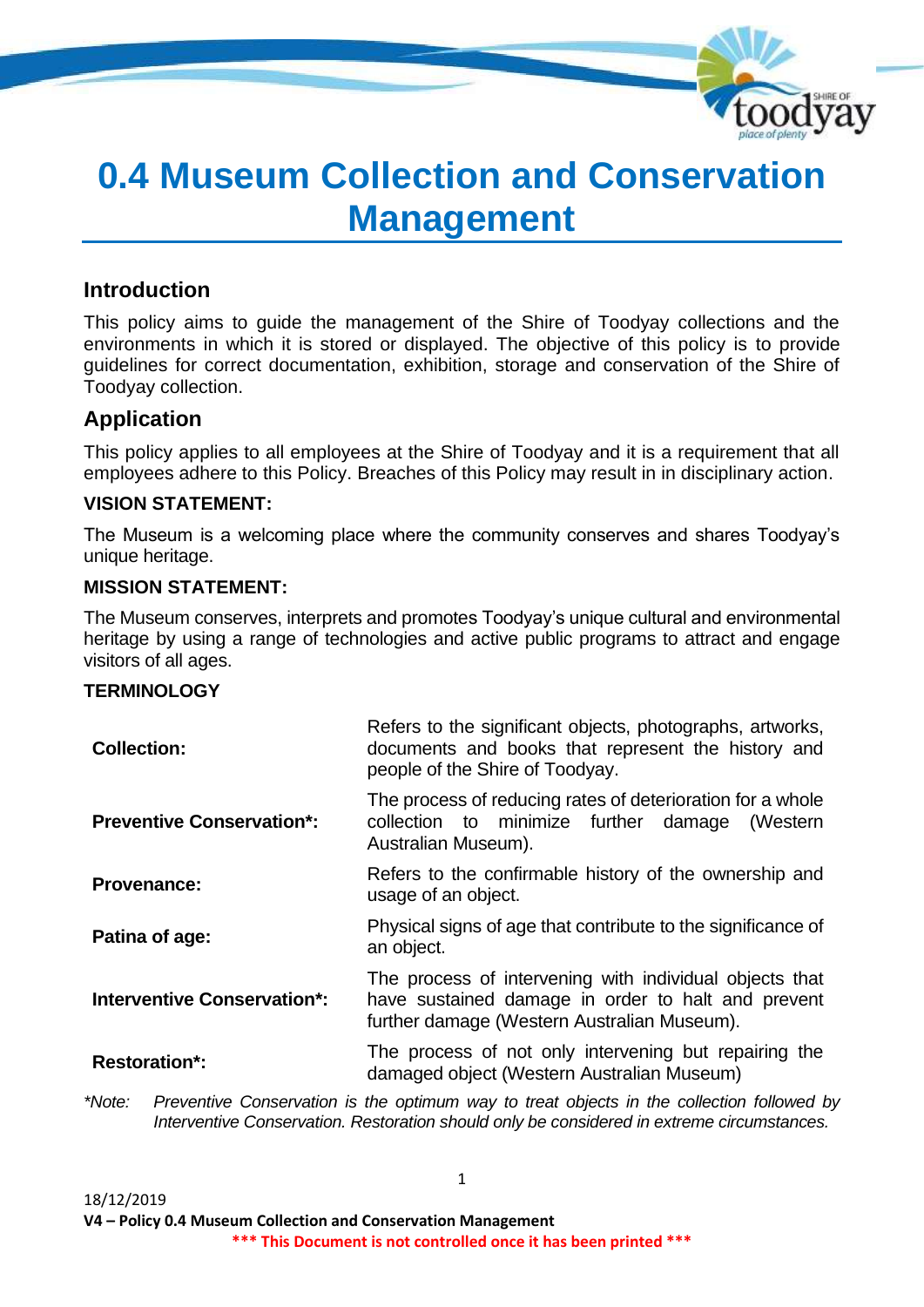# 0.4 Museum Collection and Conservation Management

## Introduction

This policy aims to guide the management of the Shire of Toodyay collections and the environments in which it is stored or displayed. The objective of this policy is to provide guidelines for correct documentation, exhibition, storage and conservation of the Shire of Toodyay collection.

## Application

This policy applies to all employees at the Shire of Toodyay and it is a requirement that all employees adhere to this Policy. Breaches of this Policy may result in in disciplinary action.

### VISION STATEMENT:

The Museum is a welcoming place where the community conserves and shares Toodyay's unique heritage.

### MISSION STATEMENT:

The Museum conserves, interprets and promotes Toodyay's unique cultural and environmental heritage by using a range of technologies and active public programs to attract and engage visitors of all ages.

### TERMINOLOGY

| | |
|---|---|
| **Collection:** | Refers to the significant objects, photographs, artworks, documents and books that represent the history and people of the Shire of Toodyay. |
| **Preventive Conservation*:** | The process of reducing rates of deterioration for a whole collection to minimize further damage (Western Australian Museum). |
| **Provenance:** | Refers to the confirmable history of the ownership and usage of an object. |
| **Patina of age:** | Physical signs of age that contribute to the significance of an object. |
| **Interventive Conservation*:** | The process of intervening with individual objects that have sustained damage in order to halt and prevent further damage (Western Australian Museum). |
| **Restoration*:** | The process of not only intervening but repairing the damaged object (Western Australian Museum) |

*\*Note: Preventive Conservation is the optimum way to treat objects in the collection followed by Interventive Conservation. Restoration should only be considered in extreme circumstances.*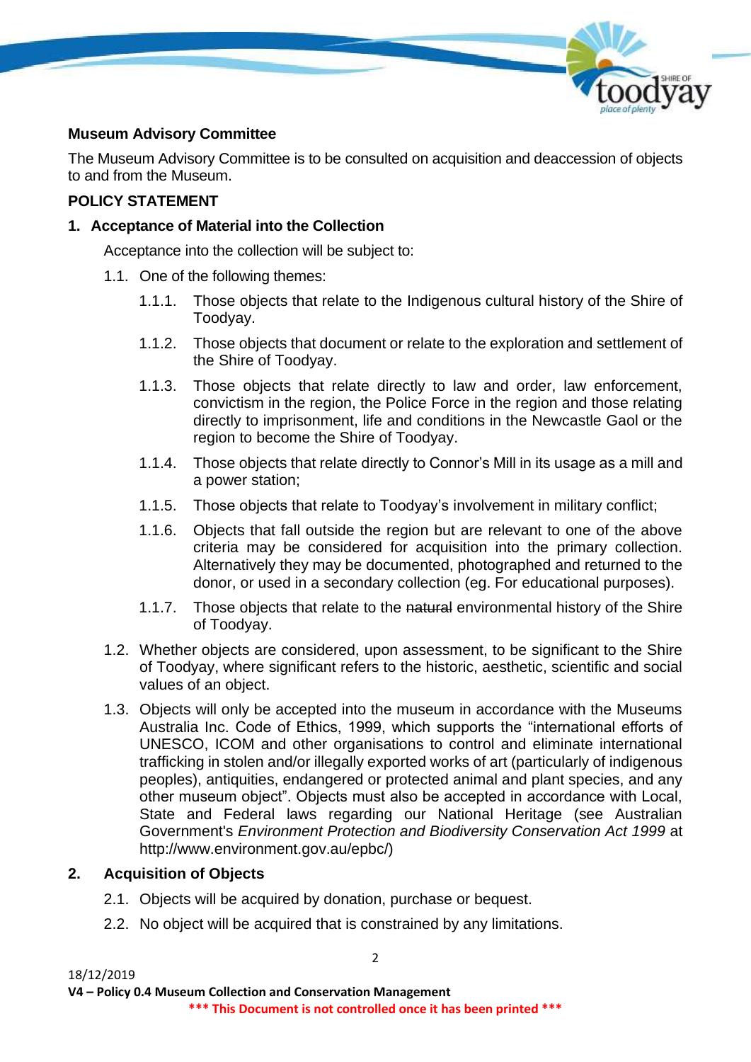**Museum Advisory Committee**

The Museum Advisory Committee is to be consulted on acquisition and deaccession of objects to and from the Museum.

**POLICY STATEMENT**

**1. Acceptance of Material into the Collection**

Acceptance into the collection will be subject to:

1.1. One of the following themes:

1.1.1. Those objects that relate to the Indigenous cultural history of the Shire of Toodyay.

1.1.2. Those objects that document or relate to the exploration and settlement of the Shire of Toodyay.

1.1.3. Those objects that relate directly to law and order, law enforcement, convictism in the region, the Police Force in the region and those relating directly to imprisonment, life and conditions in the Newcastle Gaol or the region to become the Shire of Toodyay.

1.1.4. Those objects that relate directly to Connor's Mill in its usage as a mill and a power station;

1.1.5. Those objects that relate to Toodyay's involvement in military conflict;

1.1.6. Objects that fall outside the region but are relevant to one of the above criteria may be considered for acquisition into the primary collection. Alternatively they may be documented, photographed and returned to the donor, or used in a secondary collection (eg. For educational purposes).

1.1.7. Those objects that relate to the ~~natural~~ environmental history of the Shire of Toodyay.

1.2. Whether objects are considered, upon assessment, to be significant to the Shire of Toodyay, where significant refers to the historic, aesthetic, scientific and social values of an object.

1.3. Objects will only be accepted into the museum in accordance with the Museums Australia Inc. Code of Ethics, 1999, which supports the "international efforts of UNESCO, ICOM and other organisations to control and eliminate international trafficking in stolen and/or illegally exported works of art (particularly of indigenous peoples), antiquities, endangered or protected animal and plant species, and any other museum object". Objects must also be accepted in accordance with Local, State and Federal laws regarding our National Heritage (see Australian Government's *Environment Protection and Biodiversity Conservation Act 1999* at http://www.environment.gov.au/epbc/)

**2. Acquisition of Objects**

2.1. Objects will be acquired by donation, purchase or bequest.

2.2. No object will be acquired that is constrained by any limitations.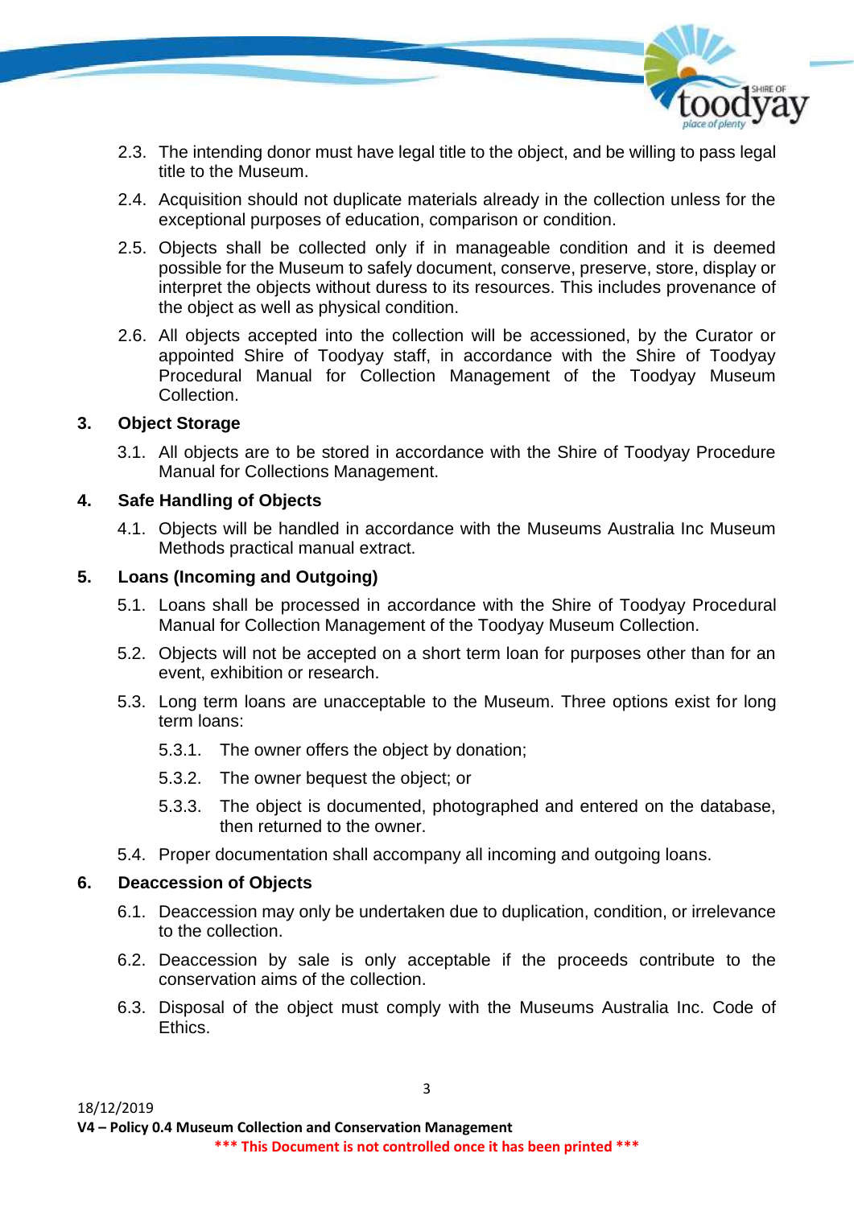2.3. The intending donor must have legal title to the object, and be willing to pass legal title to the Museum.

2.4. Acquisition should not duplicate materials already in the collection unless for the exceptional purposes of education, comparison or condition.

2.5. Objects shall be collected only if in manageable condition and it is deemed possible for the Museum to safely document, conserve, preserve, store, display or interpret the objects without duress to its resources. This includes provenance of the object as well as physical condition.

2.6. All objects accepted into the collection will be accessioned, by the Curator or appointed Shire of Toodyay staff, in accordance with the Shire of Toodyay Procedural Manual for Collection Management of the Toodyay Museum Collection.

## 3. Object Storage

3.1. All objects are to be stored in accordance with the Shire of Toodyay Procedure Manual for Collections Management.

## 4. Safe Handling of Objects

4.1. Objects will be handled in accordance with the Museums Australia Inc Museum Methods practical manual extract.

## 5. Loans (Incoming and Outgoing)

5.1. Loans shall be processed in accordance with the Shire of Toodyay Procedural Manual for Collection Management of the Toodyay Museum Collection.

5.2. Objects will not be accepted on a short term loan for purposes other than for an event, exhibition or research.

5.3. Long term loans are unacceptable to the Museum. Three options exist for long term loans:

5.3.1. The owner offers the object by donation;

5.3.2. The owner bequest the object; or

5.3.3. The object is documented, photographed and entered on the database, then returned to the owner.

5.4. Proper documentation shall accompany all incoming and outgoing loans.

## 6. Deaccession of Objects

6.1. Deaccession may only be undertaken due to duplication, condition, or irrelevance to the collection.

6.2. Deaccession by sale is only acceptable if the proceeds contribute to the conservation aims of the collection.

6.3. Disposal of the object must comply with the Museums Australia Inc. Code of Ethics.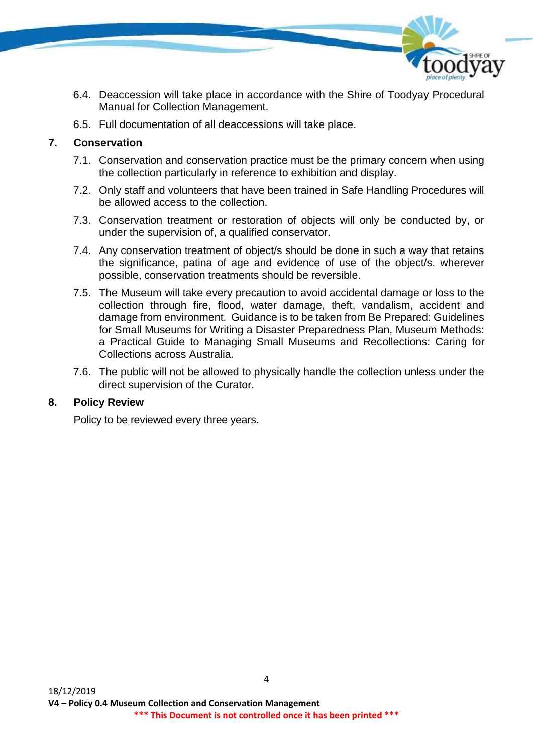6.4. Deaccession will take place in accordance with the Shire of Toodyay Procedural Manual for Collection Management.

6.5. Full documentation of all deaccessions will take place.

## 7. Conservation

7.1. Conservation and conservation practice must be the primary concern when using the collection particularly in reference to exhibition and display.

7.2. Only staff and volunteers that have been trained in Safe Handling Procedures will be allowed access to the collection.

7.3. Conservation treatment or restoration of objects will only be conducted by, or under the supervision of, a qualified conservator.

7.4. Any conservation treatment of object/s should be done in such a way that retains the significance, patina of age and evidence of use of the object/s. wherever possible, conservation treatments should be reversible.

7.5. The Museum will take every precaution to avoid accidental damage or loss to the collection through fire, flood, water damage, theft, vandalism, accident and damage from environment. Guidance is to be taken from Be Prepared: Guidelines for Small Museums for Writing a Disaster Preparedness Plan, Museum Methods: a Practical Guide to Managing Small Museums and Recollections: Caring for Collections across Australia.

7.6. The public will not be allowed to physically handle the collection unless under the direct supervision of the Curator.

## 8. Policy Review

Policy to be reviewed every three years.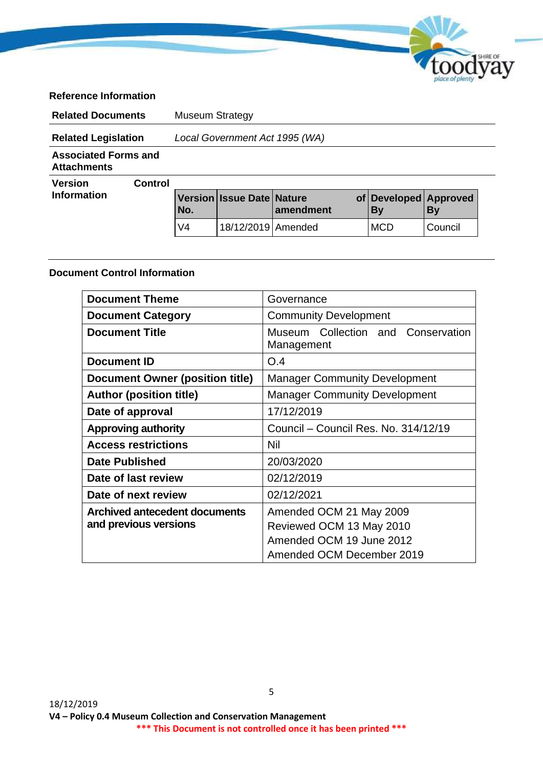**Reference Information**

| | |
|---|---|
| **Related Documents** | Museum Strategy |
| **Related Legislation** | *Local Government Act 1995 (WA)* |
| **Associated Forms and Attachments** | |
| **Version Control Information** | |

| Version No. | Issue Date | Nature of amendment | Developed By | Approved By |
|---|---|---|---|---|
| V4 | 18/12/2019 | Amended | MCD | Council |

**Document Control Information**

| | |
|---|---|
| **Document Theme** | Governance |
| **Document Category** | Community Development |
| **Document Title** | Museum Collection and Conservation Management |
| **Document ID** | O.4 |
| **Document Owner (position title)** | Manager Community Development |
| **Author (position title)** | Manager Community Development |
| **Date of approval** | 17/12/2019 |
| **Approving authority** | Council – Council Res. No. 314/12/19 |
| **Access restrictions** | Nil |
| **Date Published** | 20/03/2020 |
| **Date of last review** | 02/12/2019 |
| **Date of next review** | 02/12/2021 |
| **Archived antecedent documents and previous versions** | Amended OCM 21 May 2009<br>Reviewed OCM 13 May 2010<br>Amended OCM 19 June 2012<br>Amended OCM December 2019 |